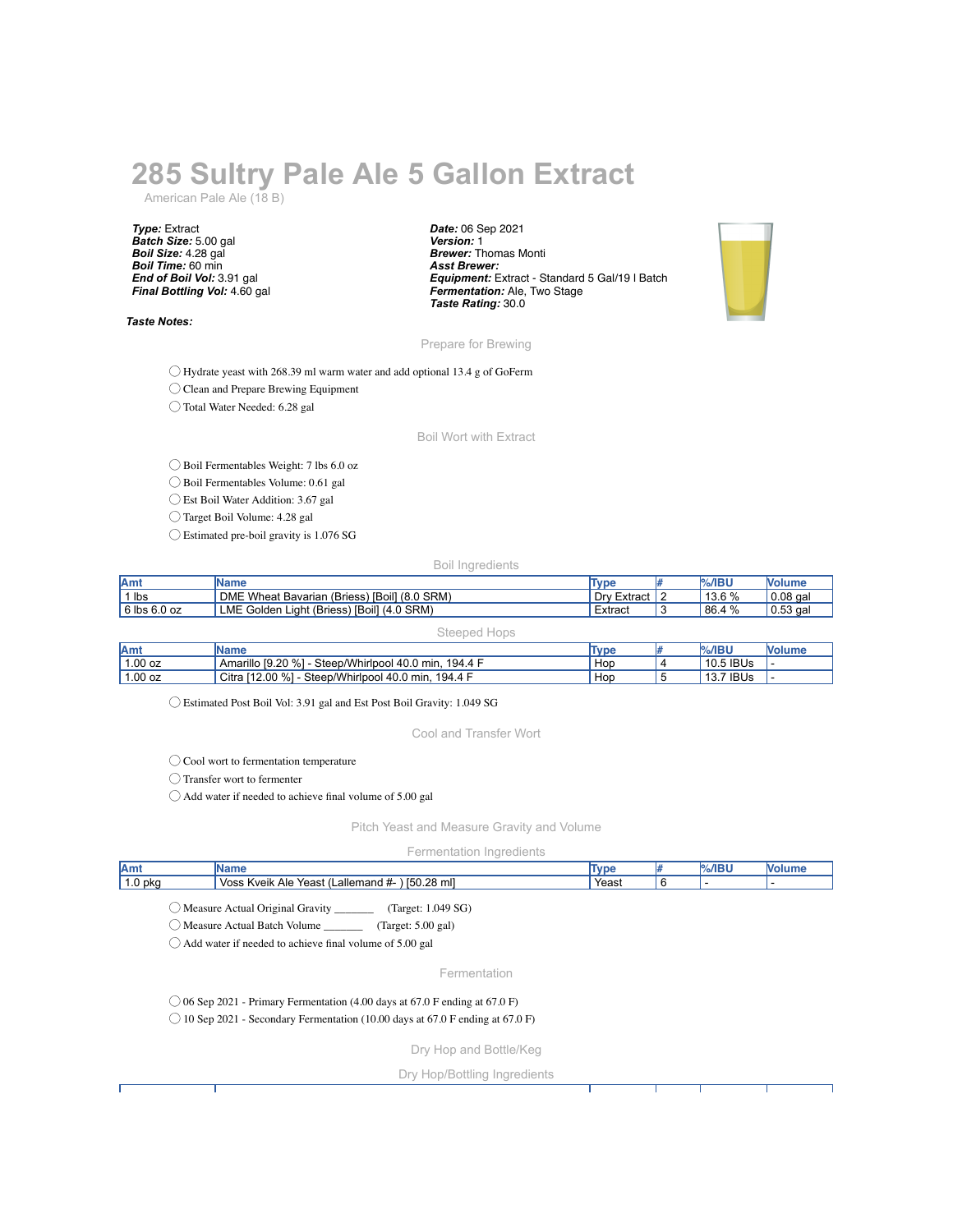# 285 Sultry Pale Ale 5 Gallon Extract

American Pale Ale (18 B)

***Type:*** Extract
***Batch Size:*** 5.00 gal
***Boil Size:*** 4.28 gal
***Boil Time:*** 60 min
***End of Boil Vol:*** 3.91 gal
***Final Bottling Vol:*** 4.60 gal

***Date:*** 06 Sep 2021
***Version:*** 1
***Brewer:*** Thomas Monti
***Asst Brewer:***
***Equipment:*** Extract - Standard 5 Gal/19 l Batch
***Fermentation:*** Ale, Two Stage
***Taste Rating:*** 30.0

***Taste Notes:***

## Prepare for Brewing

- ◯ Hydrate yeast with 268.39 ml warm water and add optional 13.4 g of GoFerm
- ◯ Clean and Prepare Brewing Equipment
- ◯ Total Water Needed: 6.28 gal

## Boil Wort with Extract

- ◯ Boil Fermentables Weight: 7 lbs 6.0 oz
- ◯ Boil Fermentables Volume: 0.61 gal
- ◯ Est Boil Water Addition: 3.67 gal
- ◯ Target Boil Volume: 4.28 gal
- ◯ Estimated pre-boil gravity is 1.076 SG

### Boil Ingredients

| Amt | Name | Type | # | %/IBU | Volume |
|---|---|---|---|---|---|
| 1 lbs | DME Wheat Bavarian (Briess) [Boil] (8.0 SRM) | Dry Extract | 2 | 13.6 % | 0.08 gal |
| 6 lbs 6.0 oz | LME Golden Light (Briess) [Boil] (4.0 SRM) | Extract | 3 | 86.4 % | 0.53 gal |

### Steeped Hops

| Amt | Name | Type | # | %/IBU | Volume |
|---|---|---|---|---|---|
| 1.00 oz | Amarillo [9.20 %] - Steep/Whirlpool 40.0 min, 194.4 F | Hop | 4 | 10.5 IBUs | - |
| 1.00 oz | Citra [12.00 %] - Steep/Whirlpool 40.0 min, 194.4 F | Hop | 5 | 13.7 IBUs | - |

- ◯ Estimated Post Boil Vol: 3.91 gal and Est Post Boil Gravity: 1.049 SG

## Cool and Transfer Wort

- ◯ Cool wort to fermentation temperature
- ◯ Transfer wort to fermenter
- ◯ Add water if needed to achieve final volume of 5.00 gal

## Pitch Yeast and Measure Gravity and Volume

### Fermentation Ingredients

| Amt | Name | Type | # | %/IBU | Volume |
|---|---|---|---|---|---|
| 1.0 pkg | Voss Kveik Ale Yeast (Lallemand #- ) [50.28 ml] | Yeast | 6 | - | - |

- ◯ Measure Actual Original Gravity _______ (Target: 1.049 SG)
- ◯ Measure Actual Batch Volume _______ (Target: 5.00 gal)
- ◯ Add water if needed to achieve final volume of 5.00 gal

## Fermentation

- ◯ 06 Sep 2021 - Primary Fermentation (4.00 days at 67.0 F ending at 67.0 F)
- ◯ 10 Sep 2021 - Secondary Fermentation (10.00 days at 67.0 F ending at 67.0 F)

## Dry Hop and Bottle/Keg

### Dry Hop/Bottling Ingredients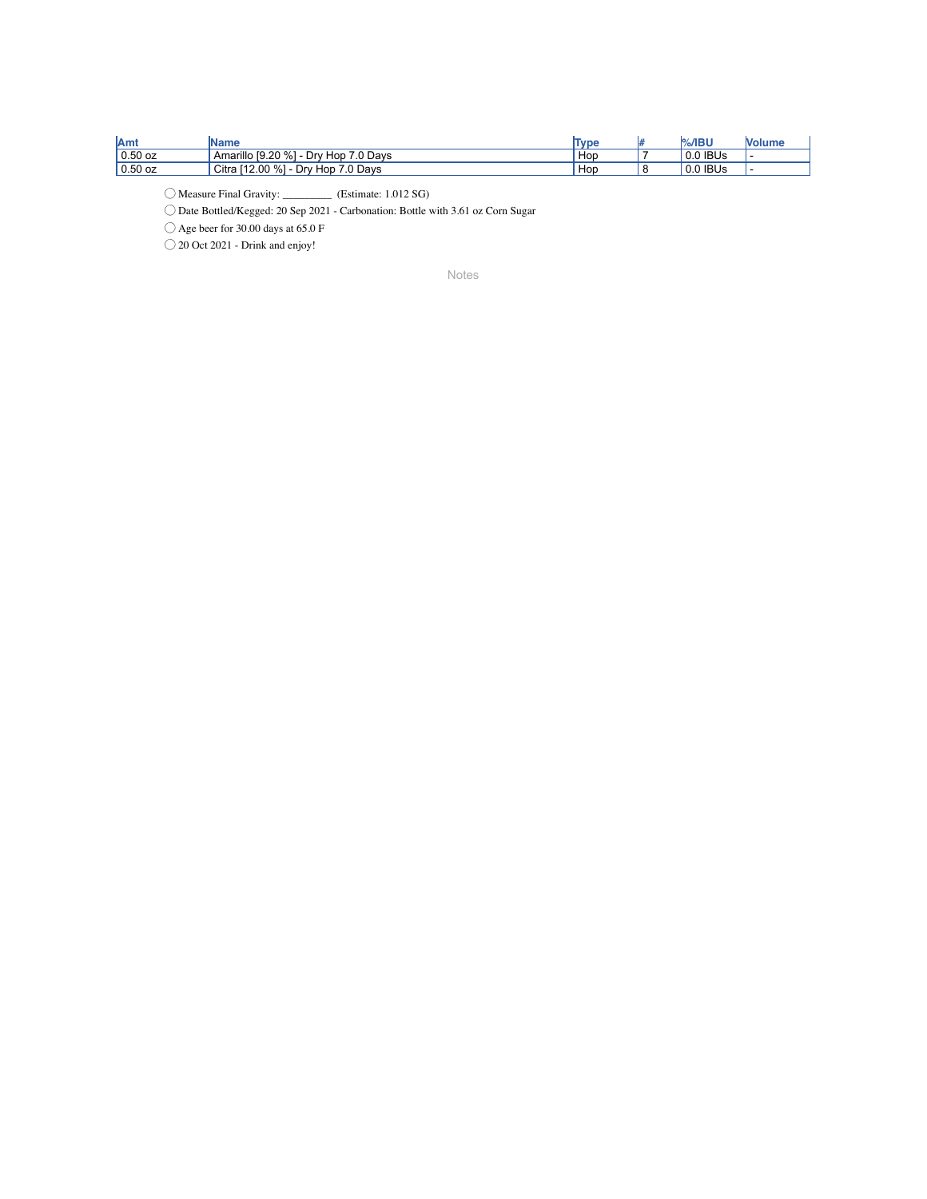| Amt | Name | Type | # | %/IBU | Volume |
|---|---|---|---|---|---|
| 0.50 oz | Amarillo [9.20 %] - Dry Hop 7.0 Days | Hop | 7 | 0.0 IBUs | - |
| 0.50 oz | Citra [12.00 %] - Dry Hop 7.0 Days | Hop | 8 | 0.0 IBUs | - |

- ◯ Measure Final Gravity: _________ (Estimate: 1.012 SG)
- ◯ Date Bottled/Kegged: 20 Sep 2021 - Carbonation: Bottle with 3.61 oz Corn Sugar
- ◯ Age beer for 30.00 days at 65.0 F
- ◯ 20 Oct 2021 - Drink and enjoy!

Notes